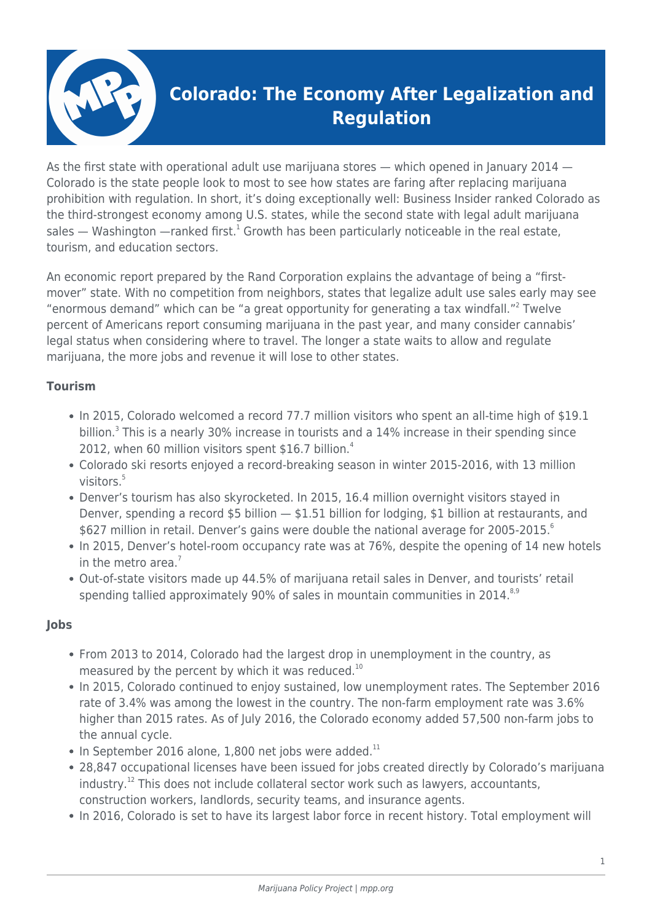# Colorado: The Economy After Legalization and Regulation

As the first state with operational adult use marijuana stores — which opened in January 2014 — Colorado is the state people look to most to see how states are faring after replacing marijuana prohibition with regulation. In short, it's doing exceptionally well: Business Insider ranked Colorado as the third-strongest economy among U.S. states, while the second state with legal adult marijuana sales — Washington —ranked first.[1] Growth has been particularly noticeable in the real estate, tourism, and education sectors.

An economic report prepared by the Rand Corporation explains the advantage of being a "first-mover" state. With no competition from neighbors, states that legalize adult use sales early may see "enormous demand" which can be "a great opportunity for generating a tax windfall."[2] Twelve percent of Americans report consuming marijuana in the past year, and many consider cannabis' legal status when considering where to travel. The longer a state waits to allow and regulate marijuana, the more jobs and revenue it will lose to other states.

### Tourism

- In 2015, Colorado welcomed a record 77.7 million visitors who spent an all-time high of $19.1 billion.[3] This is a nearly 30% increase in tourists and a 14% increase in their spending since 2012, when 60 million visitors spent $16.7 billion.[4]
- Colorado ski resorts enjoyed a record-breaking season in winter 2015-2016, with 13 million visitors.[5]
- Denver's tourism has also skyrocketed. In 2015, 16.4 million overnight visitors stayed in Denver, spending a record $5 billion — $1.51 billion for lodging, $1 billion at restaurants, and $627 million in retail. Denver's gains were double the national average for 2005-2015.[6]
- In 2015, Denver's hotel-room occupancy rate was at 76%, despite the opening of 14 new hotels in the metro area.[7]
- Out-of-state visitors made up 44.5% of marijuana retail sales in Denver, and tourists' retail spending tallied approximately 90% of sales in mountain communities in 2014.[8,9]

### Jobs

- From 2013 to 2014, Colorado had the largest drop in unemployment in the country, as measured by the percent by which it was reduced.[10]
- In 2015, Colorado continued to enjoy sustained, low unemployment rates. The September 2016 rate of 3.4% was among the lowest in the country. The non-farm employment rate was 3.6% higher than 2015 rates. As of July 2016, the Colorado economy added 57,500 non-farm jobs to the annual cycle.
- In September 2016 alone, 1,800 net jobs were added.[11]
- 28,847 occupational licenses have been issued for jobs created directly by Colorado's marijuana industry.[12] This does not include collateral sector work such as lawyers, accountants, construction workers, landlords, security teams, and insurance agents.
- In 2016, Colorado is set to have its largest labor force in recent history. Total employment will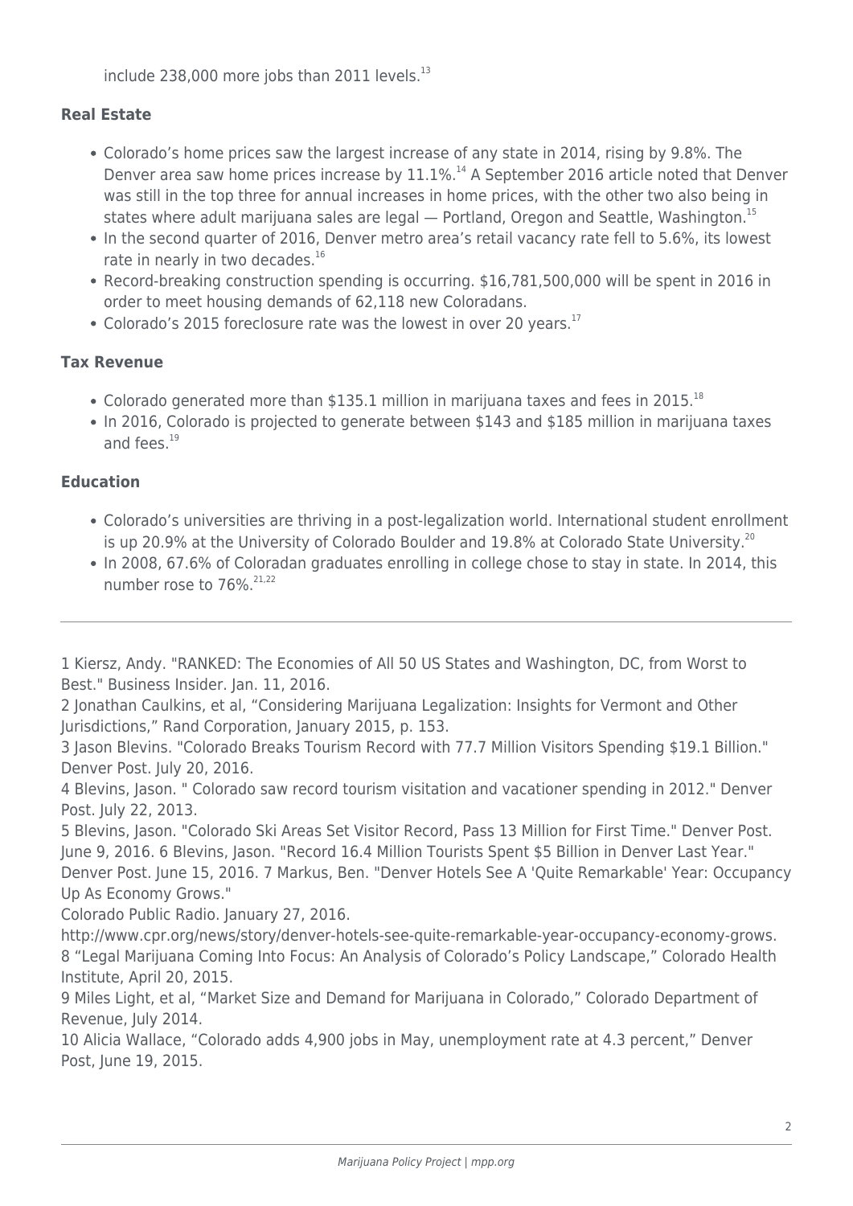include 238,000 more jobs than 2011 levels.[13]

### Real Estate

- Colorado's home prices saw the largest increase of any state in 2014, rising by 9.8%. The Denver area saw home prices increase by 11.1%.[14] A September 2016 article noted that Denver was still in the top three for annual increases in home prices, with the other two also being in states where adult marijuana sales are legal — Portland, Oregon and Seattle, Washington.[15]
- In the second quarter of 2016, Denver metro area's retail vacancy rate fell to 5.6%, its lowest rate in nearly in two decades.[16]
- Record-breaking construction spending is occurring. $16,781,500,000 will be spent in 2016 in order to meet housing demands of 62,118 new Coloradans.
- Colorado's 2015 foreclosure rate was the lowest in over 20 years.[17]

### Tax Revenue

- Colorado generated more than $135.1 million in marijuana taxes and fees in 2015.[18]
- In 2016, Colorado is projected to generate between $143 and $185 million in marijuana taxes and fees.[19]

### Education

- Colorado's universities are thriving in a post-legalization world. International student enrollment is up 20.9% at the University of Colorado Boulder and 19.8% at Colorado State University.[20]
- In 2008, 67.6% of Coloradan graduates enrolling in college chose to stay in state. In 2014, this number rose to 76%.[21,22]

---

1 Kiersz, Andy. "RANKED: The Economies of All 50 US States and Washington, DC, from Worst to Best." Business Insider. Jan. 11, 2016.
2 Jonathan Caulkins, et al, "Considering Marijuana Legalization: Insights for Vermont and Other Jurisdictions," Rand Corporation, January 2015, p. 153.
3 Jason Blevins. "Colorado Breaks Tourism Record with 77.7 Million Visitors Spending $19.1 Billion." Denver Post. July 20, 2016.
4 Blevins, Jason. " Colorado saw record tourism visitation and vacationer spending in 2012." Denver Post. July 22, 2013.
5 Blevins, Jason. "Colorado Ski Areas Set Visitor Record, Pass 13 Million for First Time." Denver Post. June 9, 2016. 6 Blevins, Jason. "Record 16.4 Million Tourists Spent $5 Billion in Denver Last Year." Denver Post. June 15, 2016. 7 Markus, Ben. "Denver Hotels See A 'Quite Remarkable' Year: Occupancy Up As Economy Grows."
Colorado Public Radio. January 27, 2016.
http://www.cpr.org/news/story/denver-hotels-see-quite-remarkable-year-occupancy-economy-grows.
8 "Legal Marijuana Coming Into Focus: An Analysis of Colorado's Policy Landscape," Colorado Health Institute, April 20, 2015.
9 Miles Light, et al, "Market Size and Demand for Marijuana in Colorado," Colorado Department of Revenue, July 2014.
10 Alicia Wallace, "Colorado adds 4,900 jobs in May, unemployment rate at 4.3 percent," Denver Post, June 19, 2015.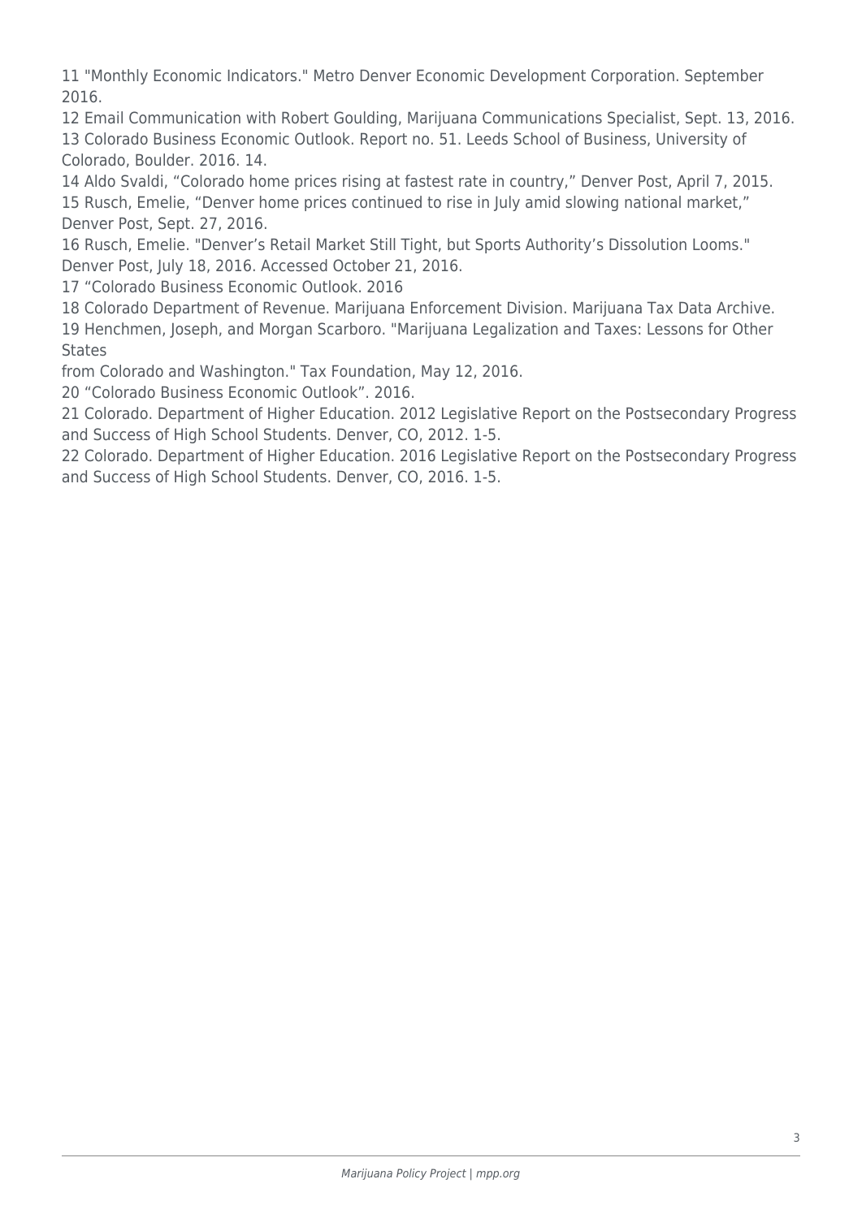11 "Monthly Economic Indicators." Metro Denver Economic Development Corporation. September 2016.

12 Email Communication with Robert Goulding, Marijuana Communications Specialist, Sept. 13, 2016.

13 Colorado Business Economic Outlook. Report no. 51. Leeds School of Business, University of Colorado, Boulder. 2016. 14.

14 Aldo Svaldi, "Colorado home prices rising at fastest rate in country," Denver Post, April 7, 2015.

15 Rusch, Emelie, "Denver home prices continued to rise in July amid slowing national market," Denver Post, Sept. 27, 2016.

16 Rusch, Emelie. "Denver's Retail Market Still Tight, but Sports Authority's Dissolution Looms." Denver Post, July 18, 2016. Accessed October 21, 2016.

17 "Colorado Business Economic Outlook. 2016

18 Colorado Department of Revenue. Marijuana Enforcement Division. Marijuana Tax Data Archive.

19 Henchmen, Joseph, and Morgan Scarboro. "Marijuana Legalization and Taxes: Lessons for Other States
from Colorado and Washington." Tax Foundation, May 12, 2016.

20 "Colorado Business Economic Outlook". 2016.

21 Colorado. Department of Higher Education. 2012 Legislative Report on the Postsecondary Progress and Success of High School Students. Denver, CO, 2012. 1-5.

22 Colorado. Department of Higher Education. 2016 Legislative Report on the Postsecondary Progress and Success of High School Students. Denver, CO, 2016. 1-5.